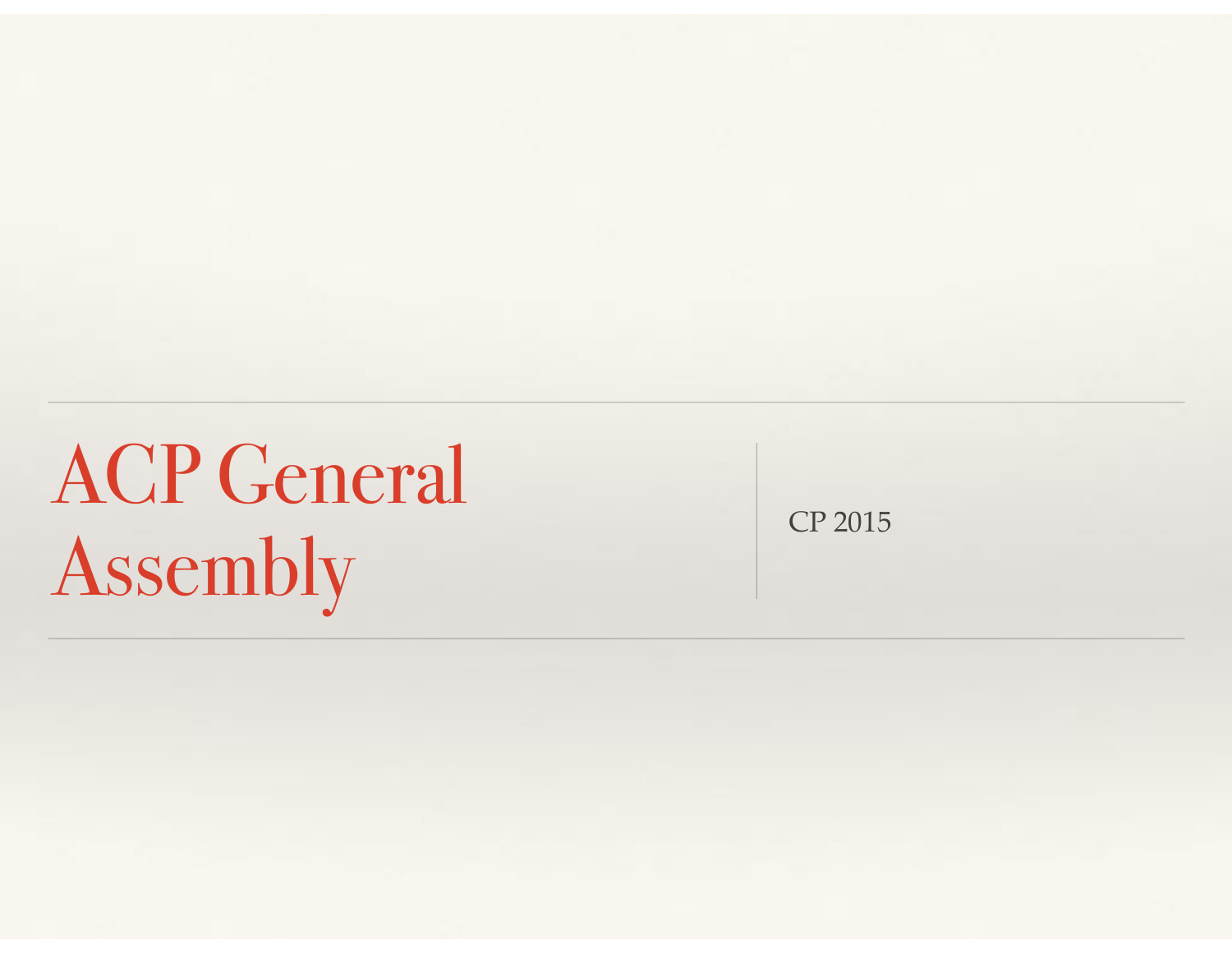# ACP General Assembly

CP 2015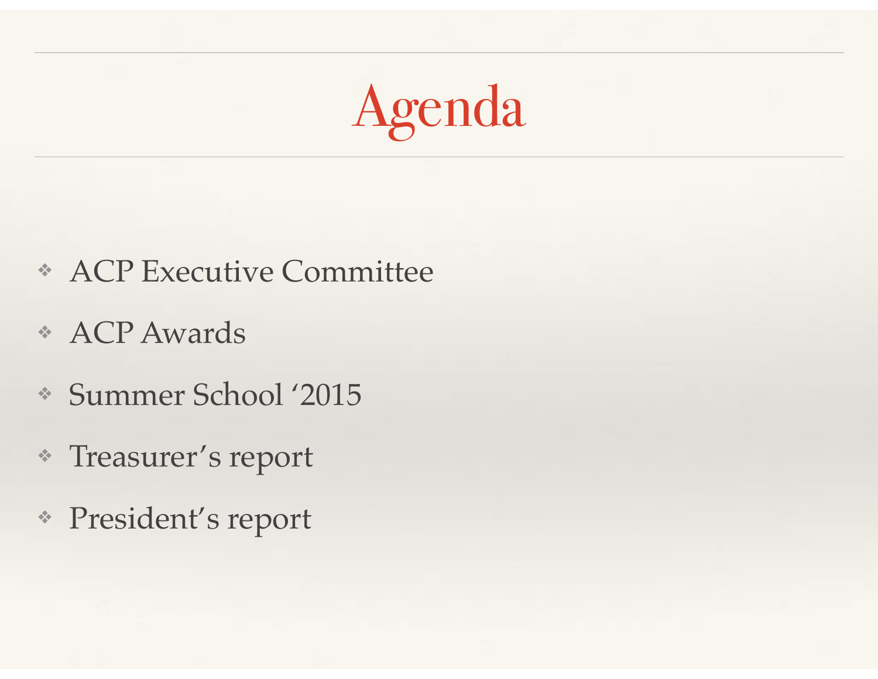# Agenda

- ACP Executive Committee
- ACP Awards
- Summer School ‘2015
- Treasurer’s report
- President’s report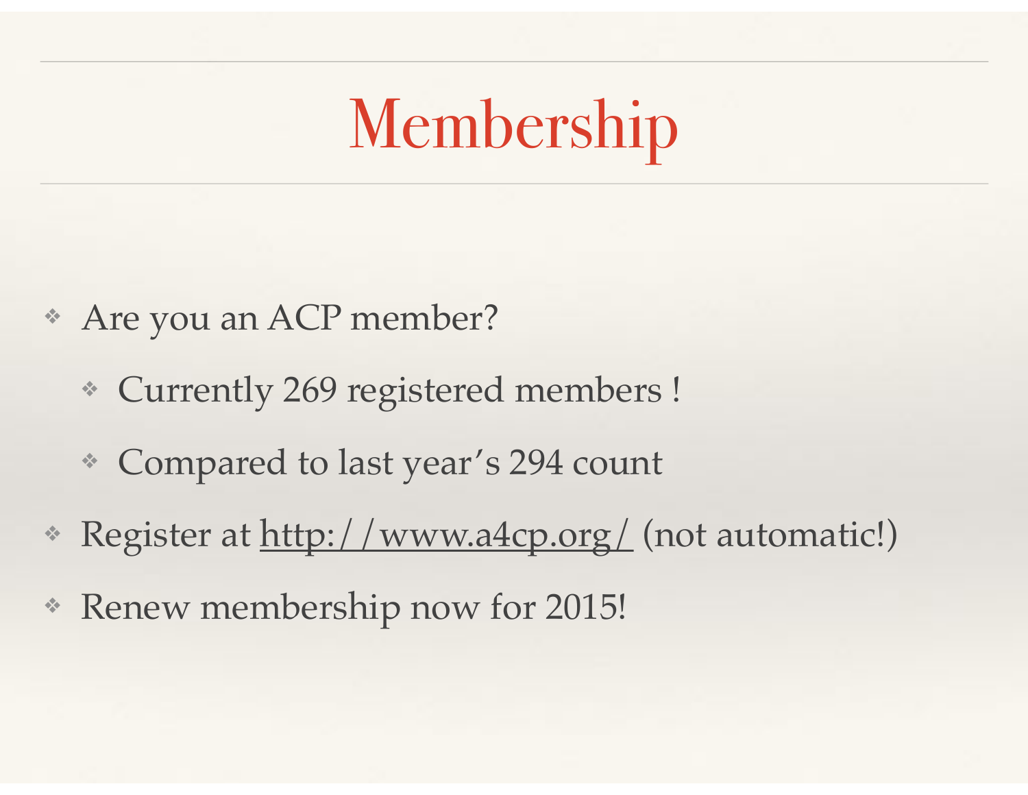# Membership

- Are you an ACP member?
  - Currently 269 registered members !
  - Compared to last year's 294 count
- Register at http://www.a4cp.org/ (not automatic!)
- Renew membership now for 2015!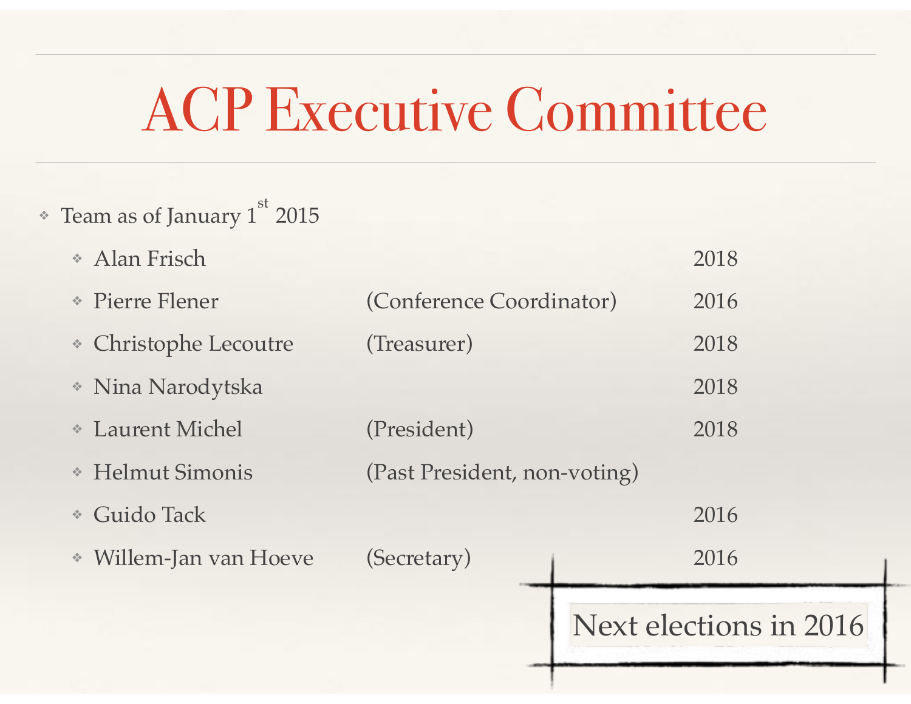# ACP Executive Committee

- Team as of January 1st 2015
  - Alan Frisch — 2018
  - Pierre Flener (Conference Coordinator) — 2016
  - Christophe Lecoutre (Treasurer) — 2018
  - Nina Narodytska — 2018
  - Laurent Michel (President) — 2018
  - Helmut Simonis (Past President, non-voting)
  - Guido Tack — 2016
  - Willem-Jan van Hoeve (Secretary) — 2016

Next elections in 2016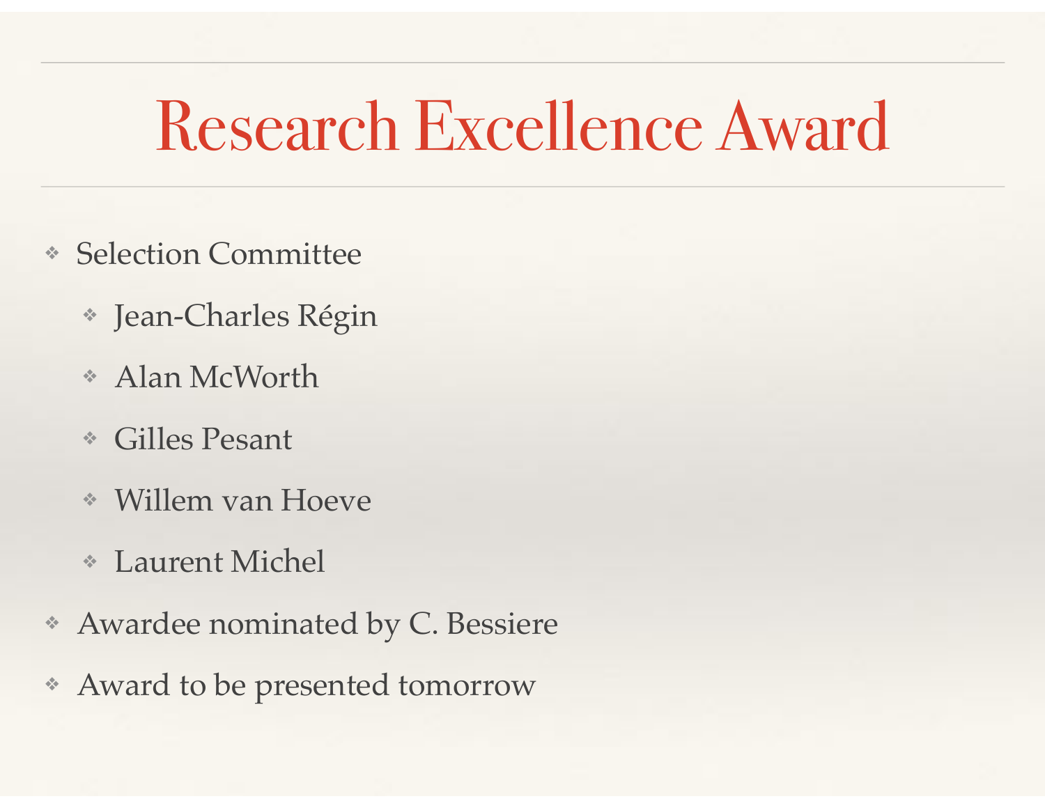# Research Excellence Award

- Selection Committee
  - Jean-Charles Régin
  - Alan McWorth
  - Gilles Pesant
  - Willem van Hoeve
  - Laurent Michel
- Awardee nominated by C. Bessiere
- Award to be presented tomorrow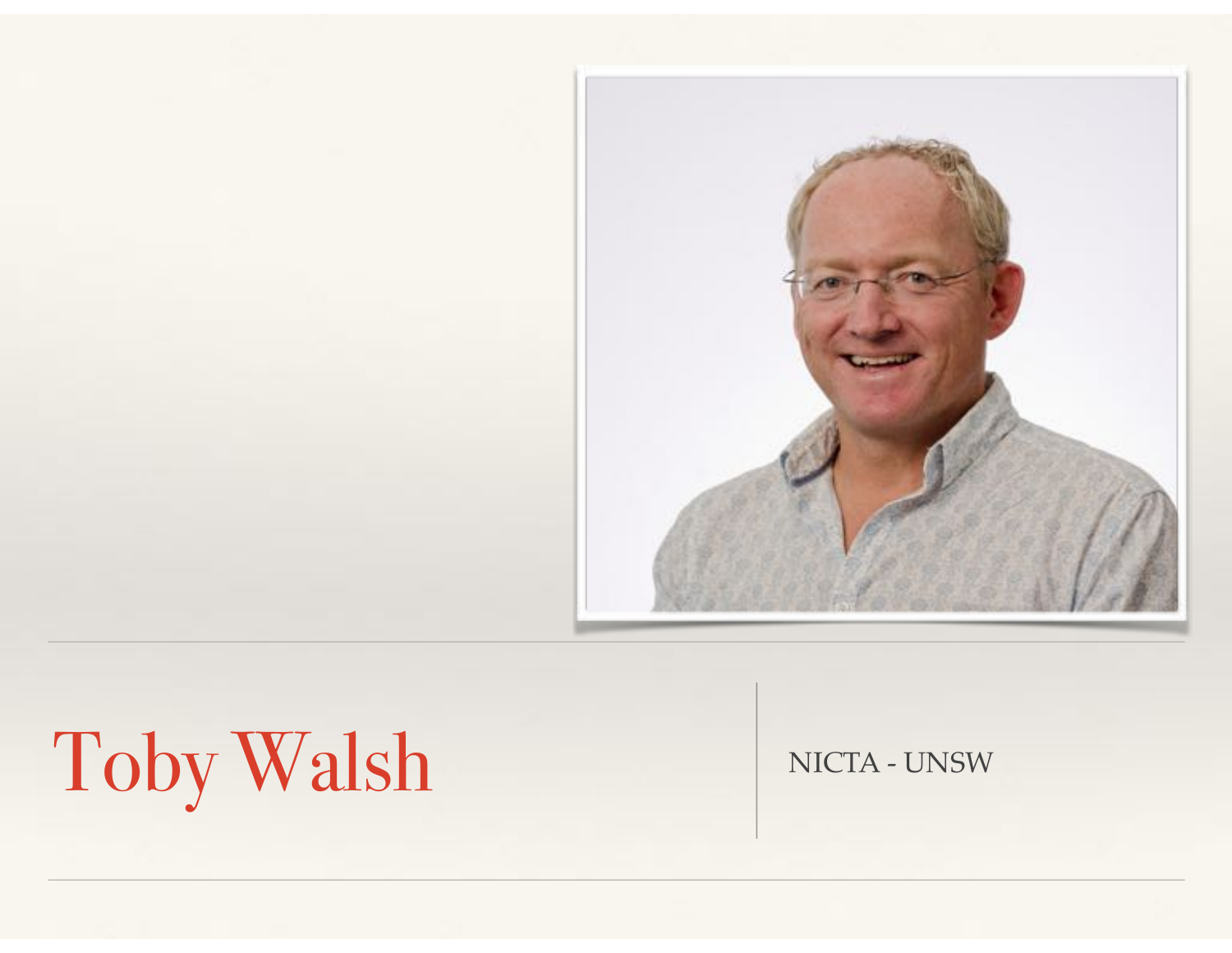# Toby Walsh

NICTA - UNSW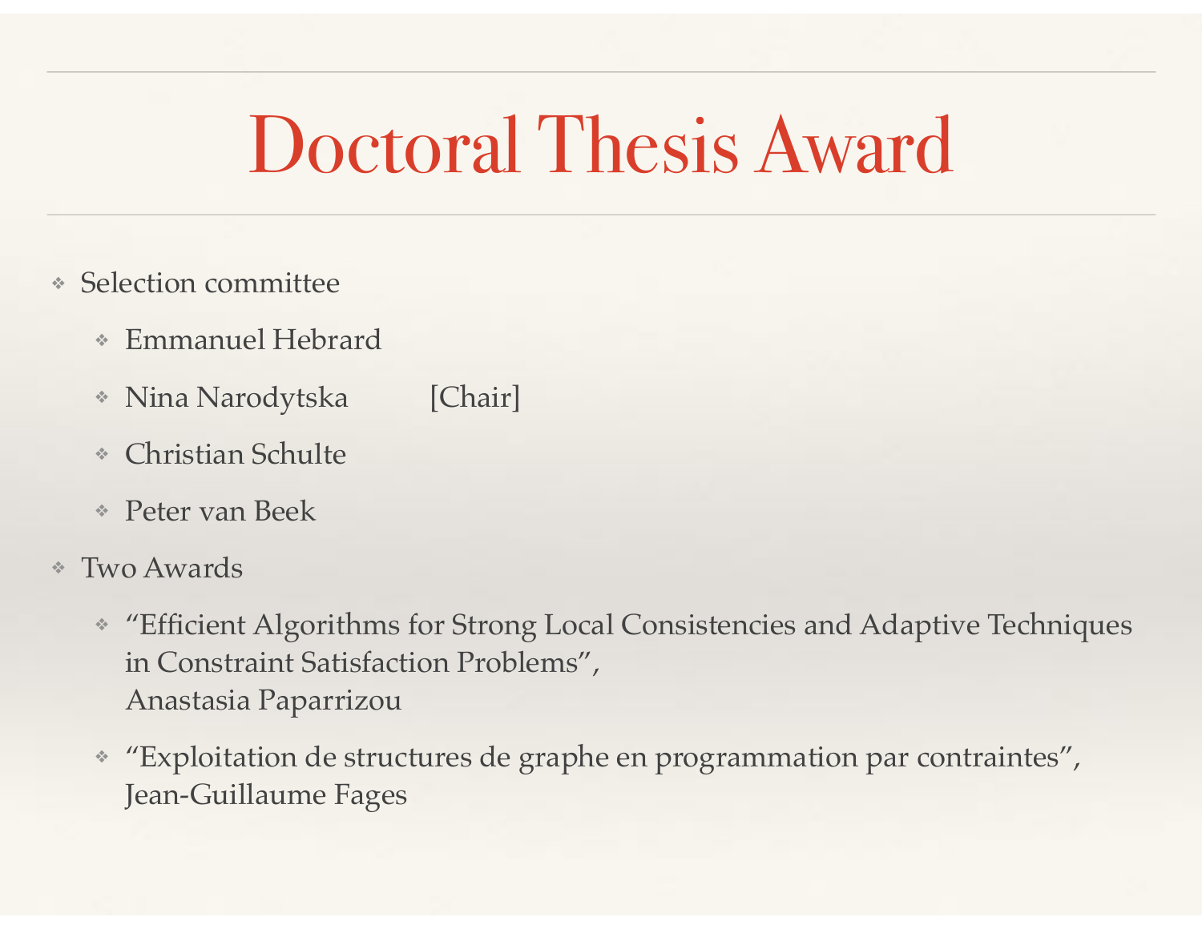# Doctoral Thesis Award

- Selection committee
  - Emmanuel Hebrard
  - Nina Narodytska [Chair]
  - Christian Schulte
  - Peter van Beek
- Two Awards
  - "Efficient Algorithms for Strong Local Consistencies and Adaptive Techniques in Constraint Satisfaction Problems",
    Anastasia Paparrizou
  - "Exploitation de structures de graphe en programmation par contraintes",
    Jean-Guillaume Fages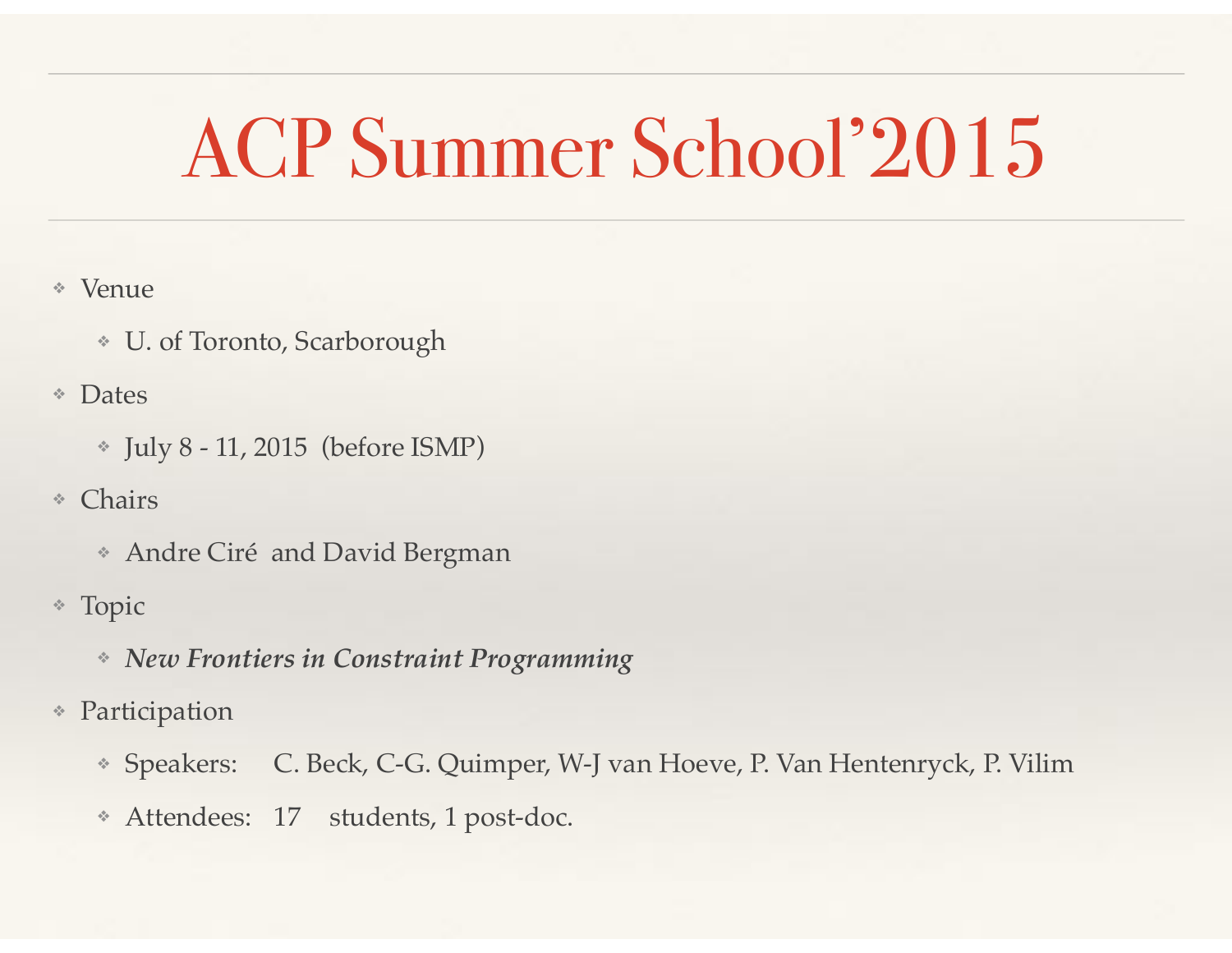# ACP Summer School'2015

- Venue
  - U. of Toronto, Scarborough
- Dates
  - July 8 - 11, 2015 (before ISMP)
- Chairs
  - Andre Ciré and David Bergman
- Topic
  - ***New Frontiers in Constraint Programming***
- Participation
  - Speakers: C. Beck, C-G. Quimper, W-J van Hoeve, P. Van Hentenryck, P. Vilim
  - Attendees: 17 students, 1 post-doc.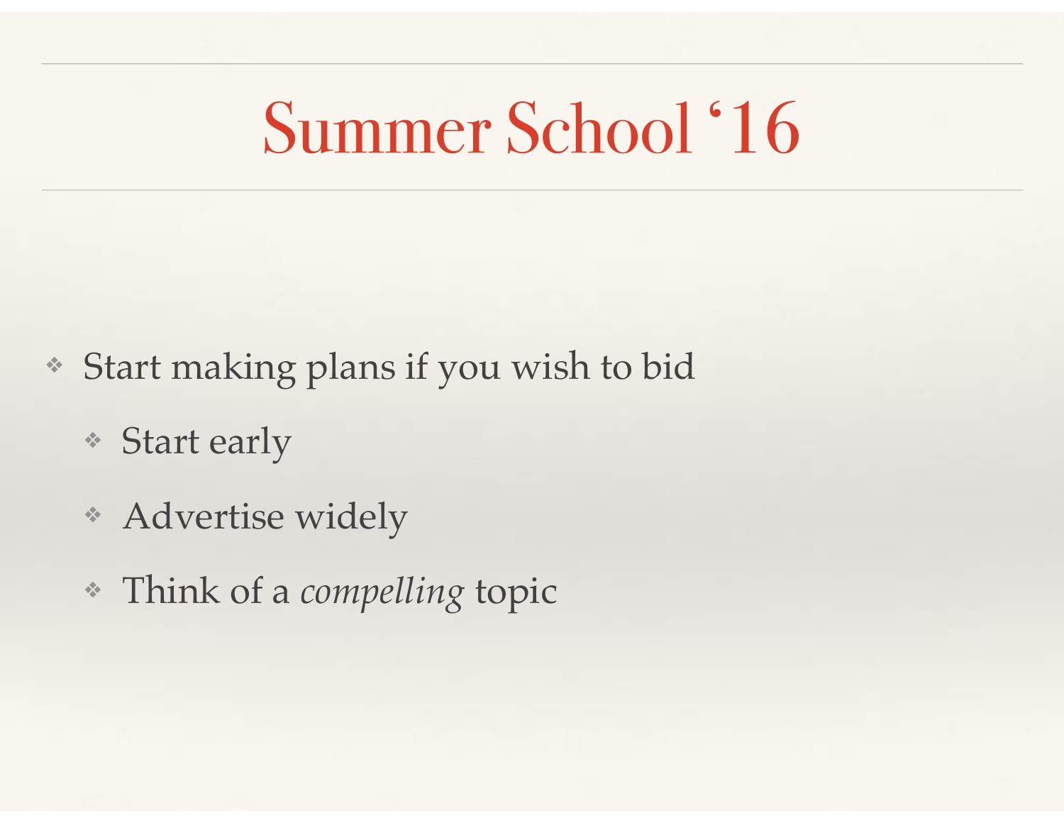# Summer School '16

- Start making plans if you wish to bid
  - Start early
  - Advertise widely
  - Think of a *compelling* topic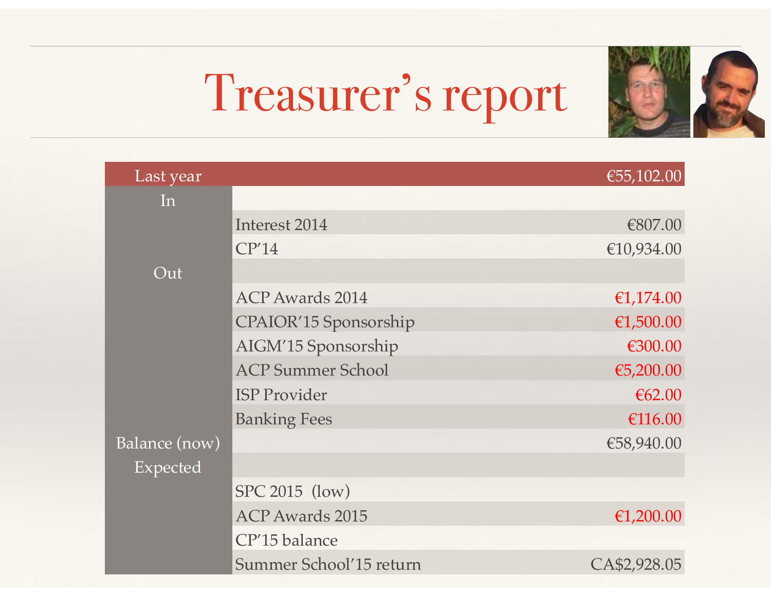# Treasurer's report

| Last year | | €55,102.00 |
|---|---|---|
| In | | |
| | Interest 2014 | €807.00 |
| | CP'14 | €10,934.00 |
| Out | | |
| | ACP Awards 2014 | €1,174.00 |
| | CPAIOR'15 Sponsorship | €1,500.00 |
| | AIGM'15 Sponsorship | €300.00 |
| | ACP Summer School | €5,200.00 |
| | ISP Provider | €62.00 |
| | Banking Fees | €116.00 |
| Balance (now) | | €58,940.00 |
| Expected | | |
| | SPC 2015 (low) | |
| | ACP Awards 2015 | €1,200.00 |
| | CP'15 balance | |
| | Summer School'15 return | CA$2,928.05 |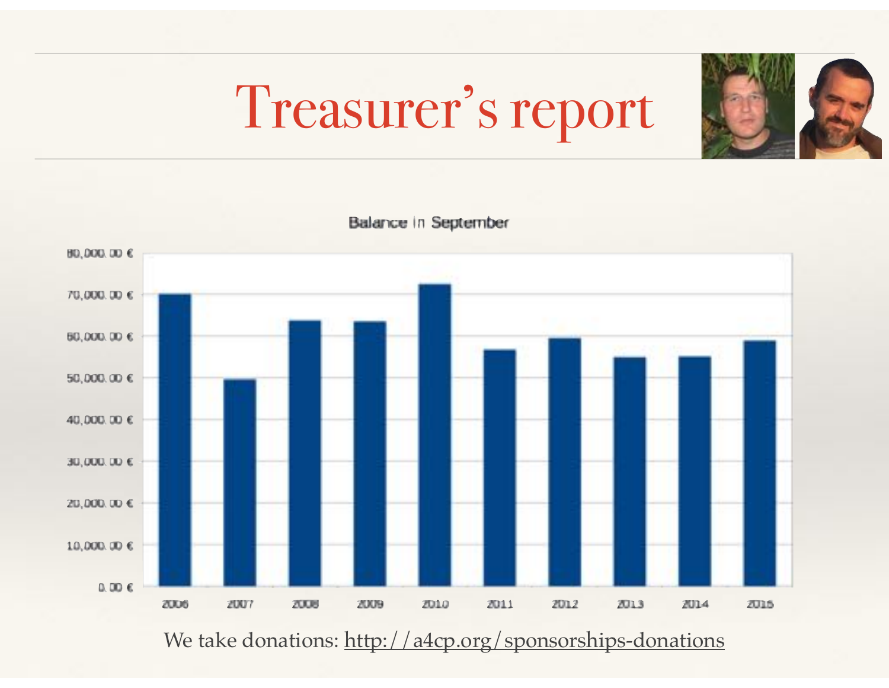# Treasurer's report

Balance in September

We take donations: http://a4cp.org/sponsorships-donations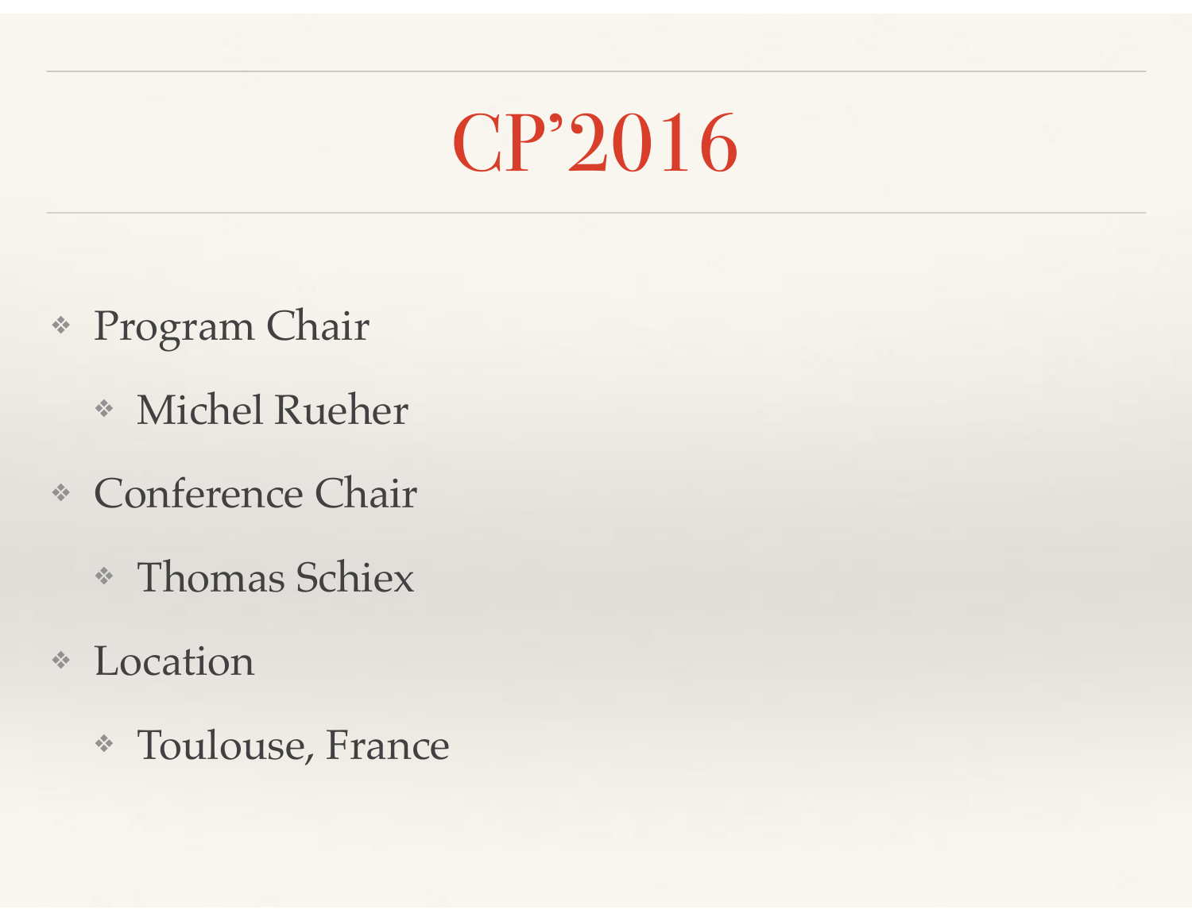# CP'2016

- Program Chair
  - Michel Rueher
- Conference Chair
  - Thomas Schiex
- Location
  - Toulouse, France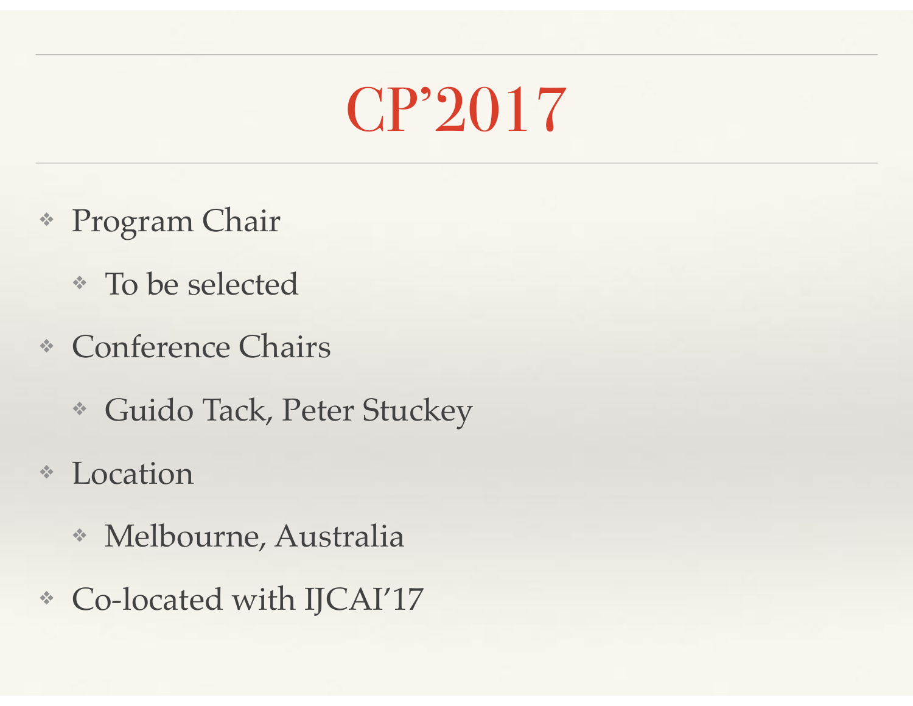# CP'2017

- Program Chair
  - To be selected
- Conference Chairs
  - Guido Tack, Peter Stuckey
- Location
  - Melbourne, Australia
- Co-located with IJCAI'17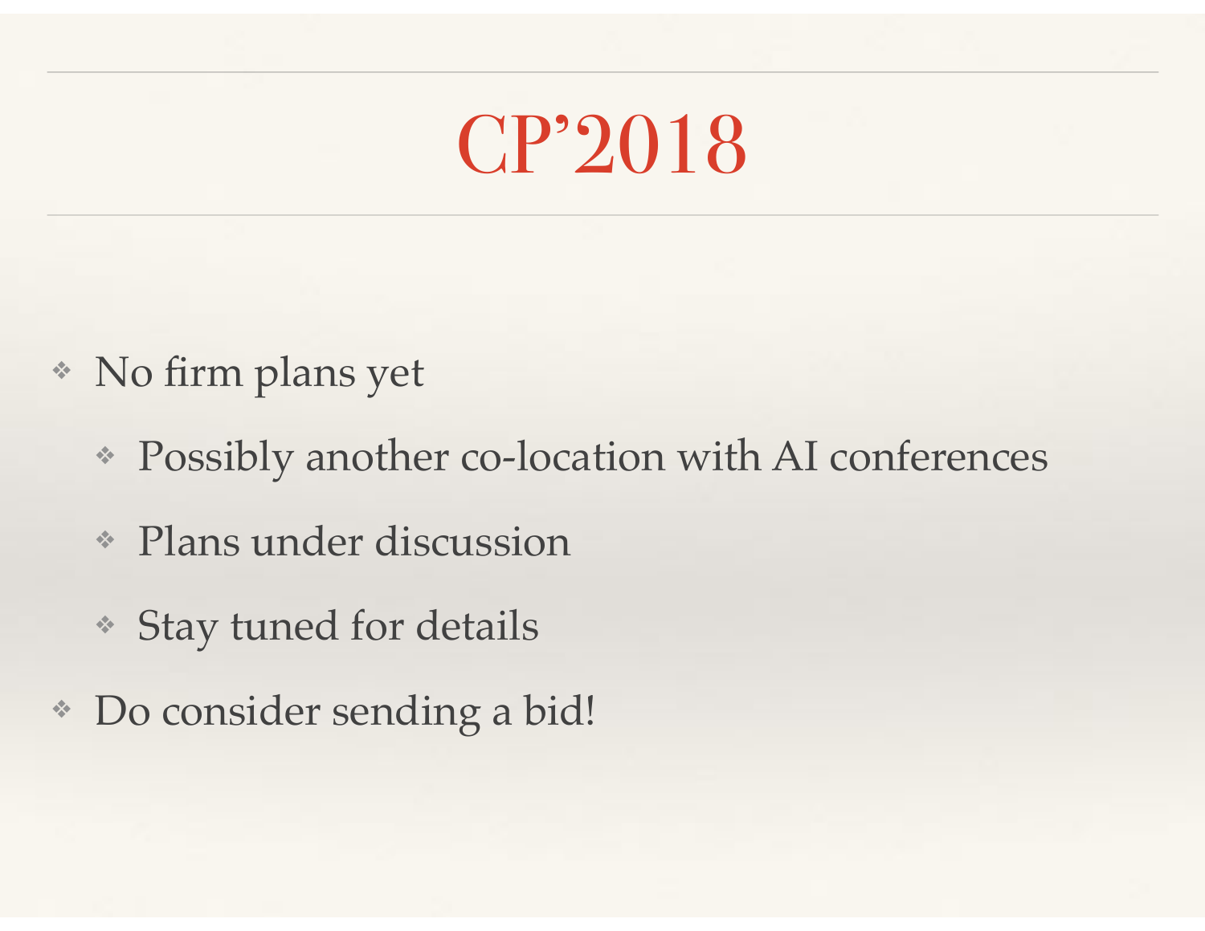# CP'2018

- No firm plans yet
  - Possibly another co-location with AI conferences
  - Plans under discussion
  - Stay tuned for details
- Do consider sending a bid!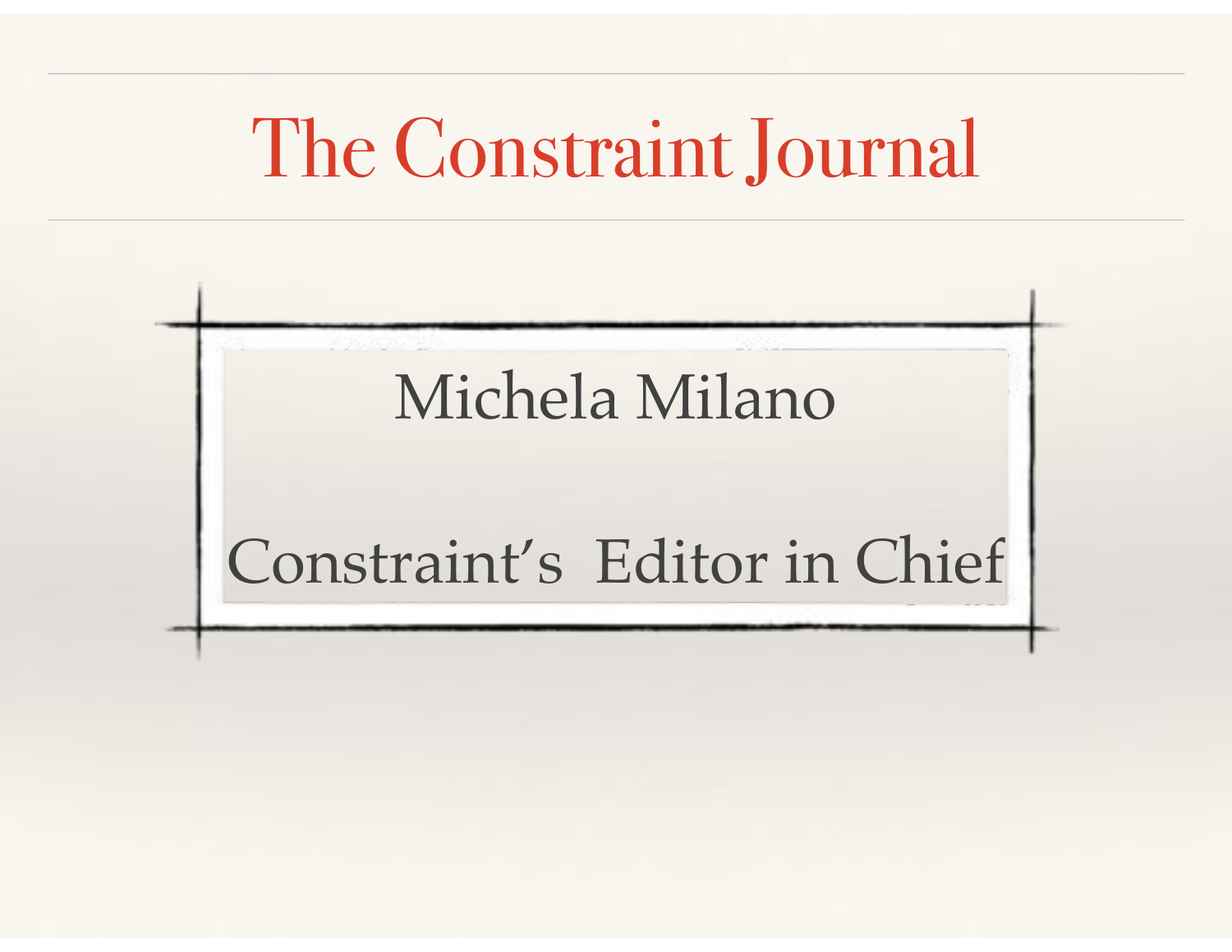# The Constraint Journal

Michela Milano

Constraint's Editor in Chief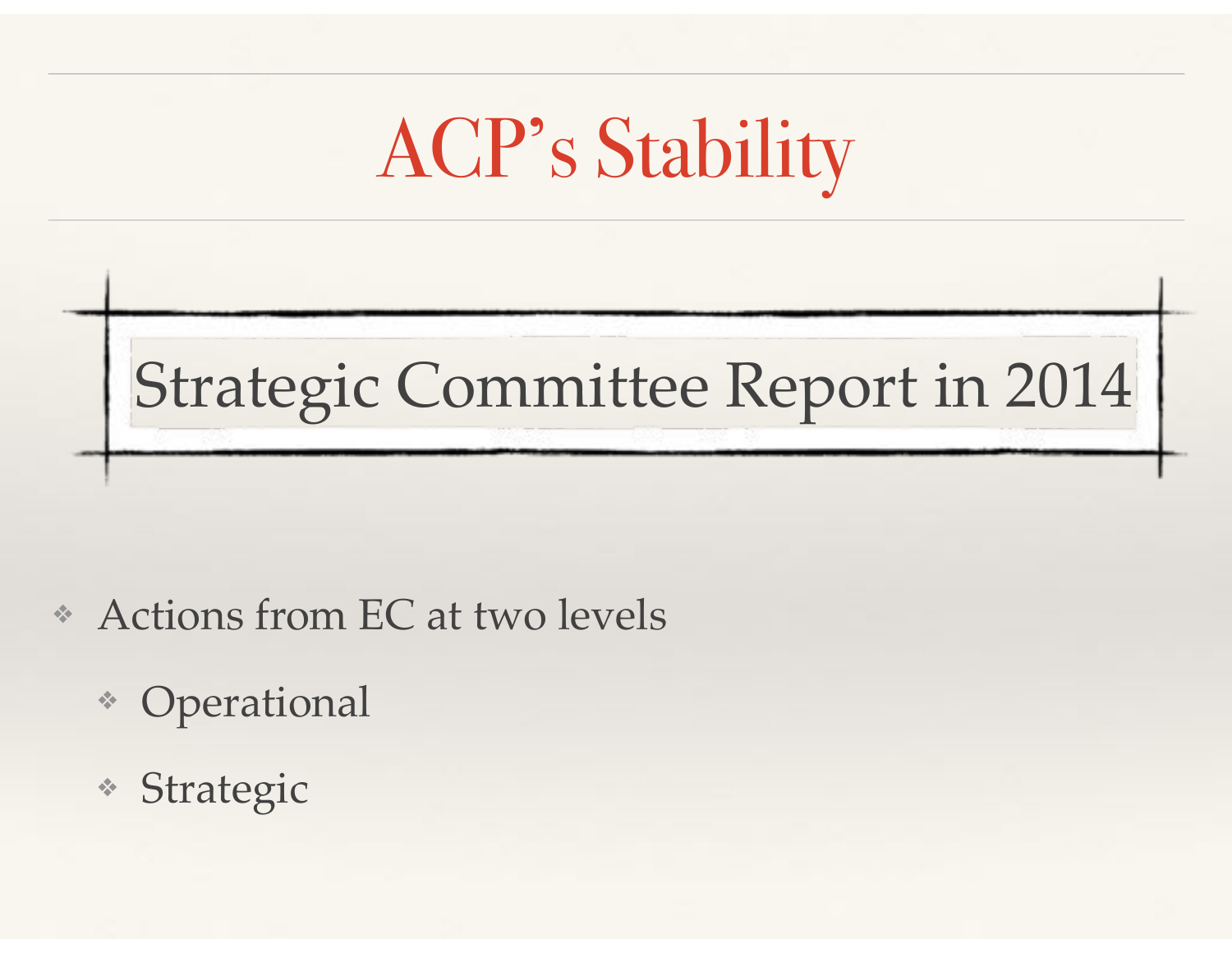# ACP's Stability

## Strategic Committee Report in 2014

- Actions from EC at two levels
  - Operational
  - Strategic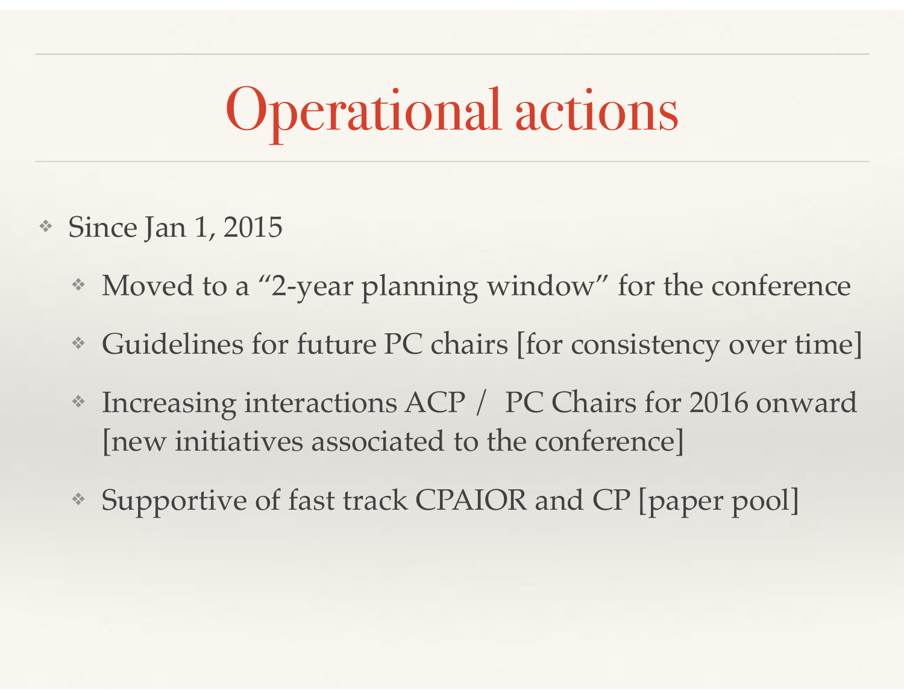# Operational actions

- Since Jan 1, 2015
  - Moved to a "2-year planning window" for the conference
  - Guidelines for future PC chairs [for consistency over time]
  - Increasing interactions ACP / PC Chairs for 2016 onward [new initiatives associated to the conference]
  - Supportive of fast track CPAIOR and CP [paper pool]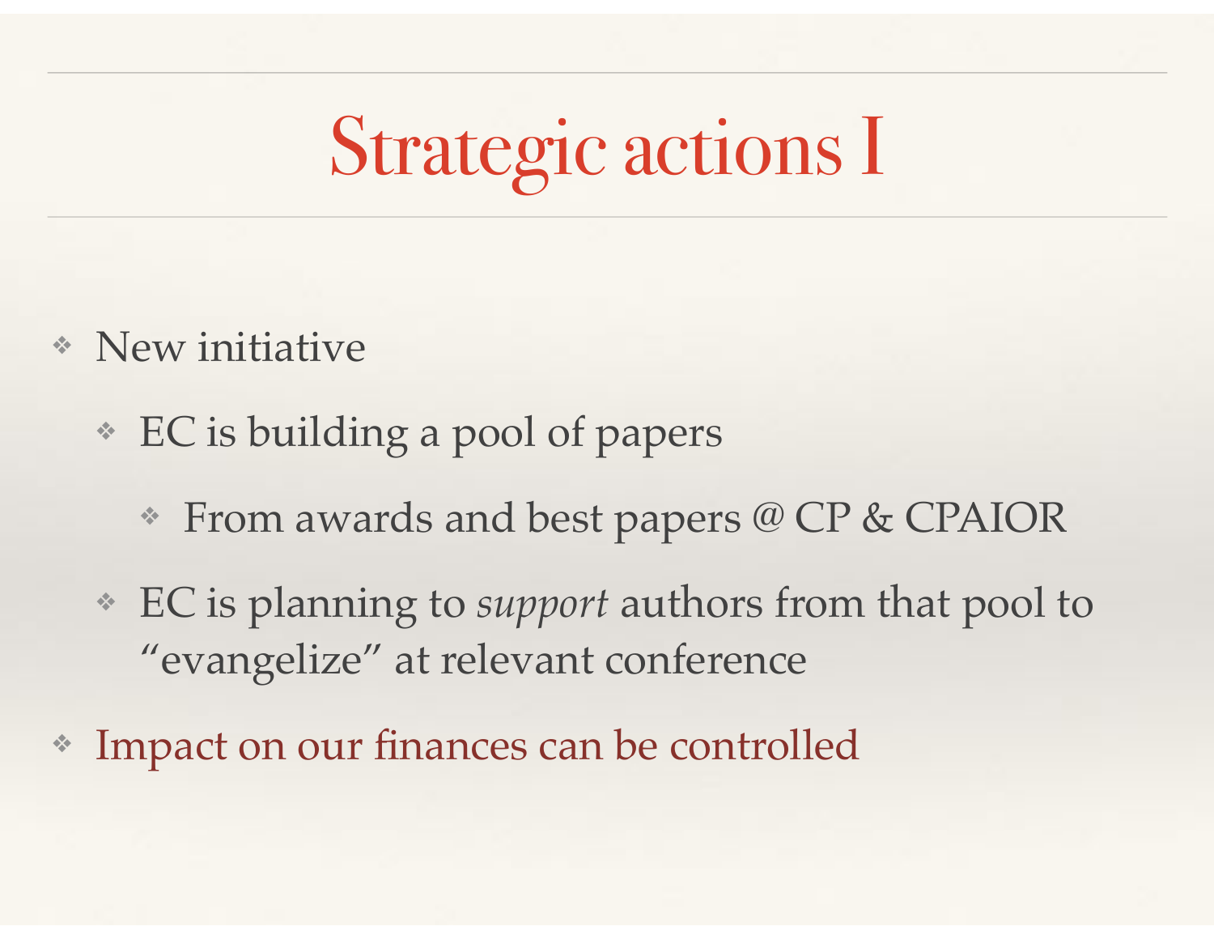# Strategic actions I

- New initiative
  - EC is building a pool of papers
    - From awards and best papers @ CP & CPAIOR
  - EC is planning to *support* authors from that pool to "evangelize" at relevant conference
- Impact on our finances can be controlled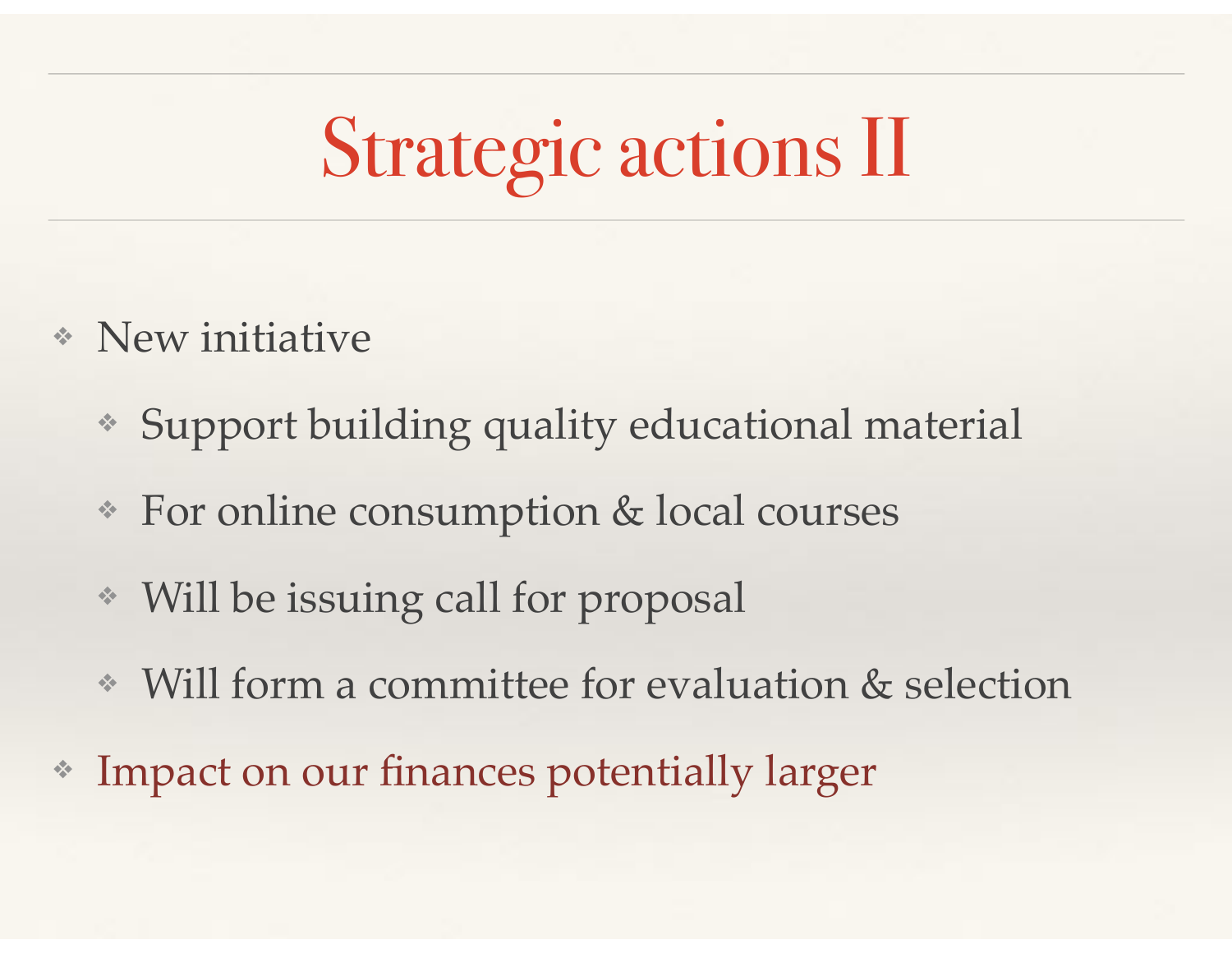# Strategic actions II

- New initiative
  - Support building quality educational material
  - For online consumption & local courses
  - Will be issuing call for proposal
  - Will form a committee for evaluation & selection
- Impact on our finances potentially larger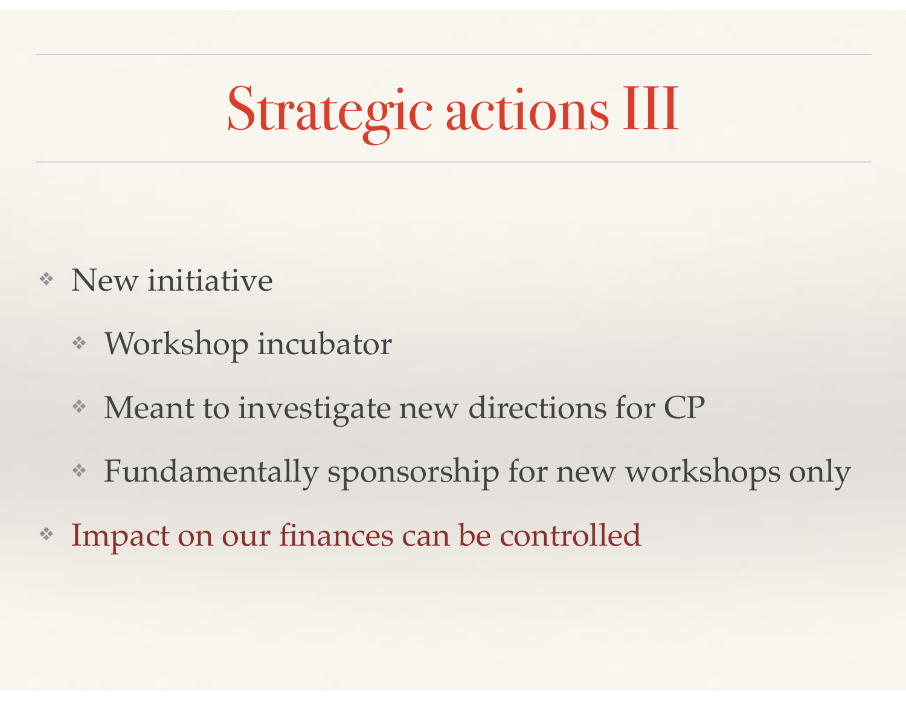# Strategic actions III

- New initiative
  - Workshop incubator
  - Meant to investigate new directions for CP
  - Fundamentally sponsorship for new workshops only
- Impact on our finances can be controlled